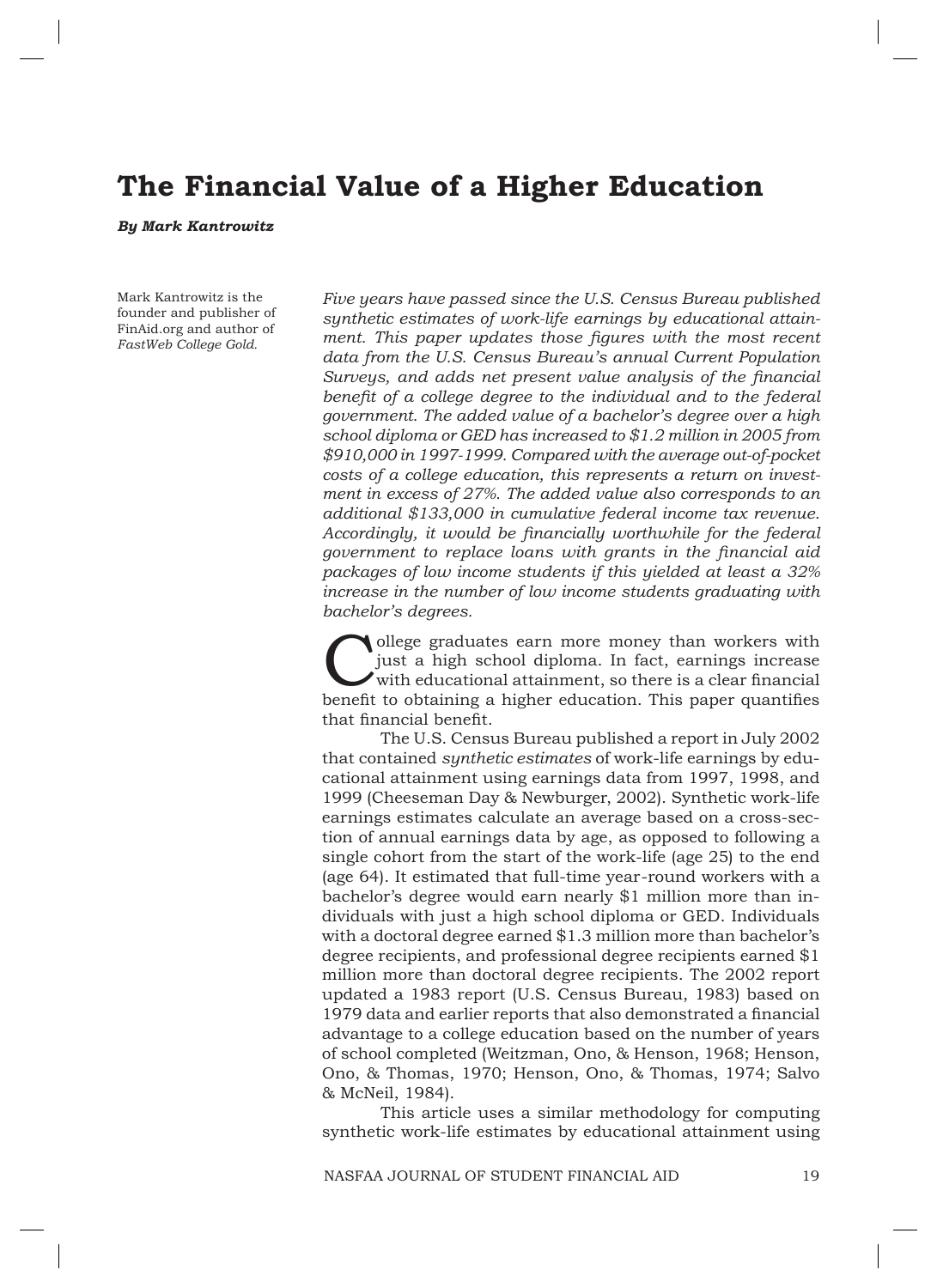# The Financial Value of a Higher Education

***By Mark Kantrowitz***

Mark Kantrowitz is the founder and publisher of FinAid.org and author of *FastWeb College Gold.*

*Five years have passed since the U.S. Census Bureau published synthetic estimates of work-life earnings by educational attainment. This paper updates those figures with the most recent data from the U.S. Census Bureau's annual Current Population Surveys, and adds net present value analysis of the financial benefit of a college degree to the individual and to the federal government. The added value of a bachelor's degree over a high school diploma or GED has increased to $1.2 million in 2005 from $910,000 in 1997-1999. Compared with the average out-of-pocket costs of a college education, this represents a return on investment in excess of 27%. The added value also corresponds to an additional $133,000 in cumulative federal income tax revenue. Accordingly, it would be financially worthwhile for the federal government to replace loans with grants in the financial aid packages of low income students if this yielded at least a 32% increase in the number of low income students graduating with bachelor's degrees.*

College graduates earn more money than workers with just a high school diploma. In fact, earnings increase with educational attainment, so there is a clear financial benefit to obtaining a higher education. This paper quantifies that financial benefit.

The U.S. Census Bureau published a report in July 2002 that contained *synthetic estimates* of work-life earnings by educational attainment using earnings data from 1997, 1998, and 1999 (Cheeseman Day & Newburger, 2002). Synthetic work-life earnings estimates calculate an average based on a cross-section of annual earnings data by age, as opposed to following a single cohort from the start of the work-life (age 25) to the end (age 64). It estimated that full-time year-round workers with a bachelor's degree would earn nearly $1 million more than individuals with just a high school diploma or GED. Individuals with a doctoral degree earned $1.3 million more than bachelor's degree recipients, and professional degree recipients earned $1 million more than doctoral degree recipients. The 2002 report updated a 1983 report (U.S. Census Bureau, 1983) based on 1979 data and earlier reports that also demonstrated a financial advantage to a college education based on the number of years of school completed (Weitzman, Ono, & Henson, 1968; Henson, Ono, & Thomas, 1970; Henson, Ono, & Thomas, 1974; Salvo & McNeil, 1984).

This article uses a similar methodology for computing synthetic work-life estimates by educational attainment using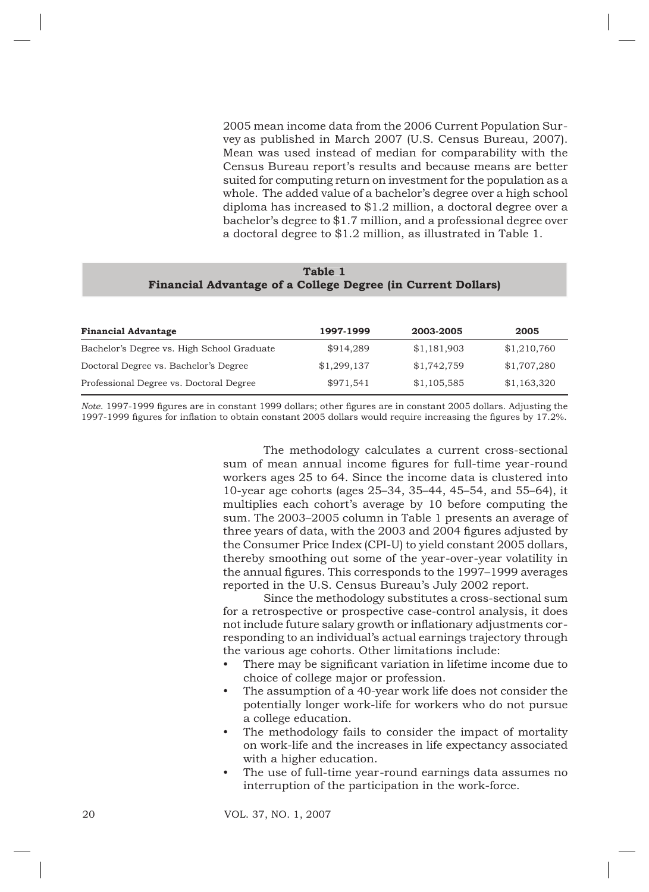2005 mean income data from the 2006 Current Population Survey as published in March 2007 (U.S. Census Bureau, 2007). Mean was used instead of median for comparability with the Census Bureau report's results and because means are better suited for computing return on investment for the population as a whole. The added value of a bachelor's degree over a high school diploma has increased to $1.2 million, a doctoral degree over a bachelor's degree to $1.7 million, and a professional degree over a doctoral degree to $1.2 million, as illustrated in Table 1.

**Table 1**
**Financial Advantage of a College Degree (in Current Dollars)**

| Financial Advantage | 1997-1999 | 2003-2005 | 2005 |
|---|---|---|---|
| Bachelor's Degree vs. High School Graduate | $914,289 | $1,181,903 | $1,210,760 |
| Doctoral Degree vs. Bachelor's Degree | $1,299,137 | $1,742,759 | $1,707,280 |
| Professional Degree vs. Doctoral Degree | $971,541 | $1,105,585 | $1,163,320 |

*Note.* 1997-1999 figures are in constant 1999 dollars; other figures are in constant 2005 dollars. Adjusting the 1997-1999 figures for inflation to obtain constant 2005 dollars would require increasing the figures by 17.2%.

The methodology calculates a current cross-sectional sum of mean annual income figures for full-time year-round workers ages 25 to 64. Since the income data is clustered into 10-year age cohorts (ages 25–34, 35–44, 45–54, and 55–64), it multiplies each cohort's average by 10 before computing the sum. The 2003–2005 column in Table 1 presents an average of three years of data, with the 2003 and 2004 figures adjusted by the Consumer Price Index (CPI-U) to yield constant 2005 dollars, thereby smoothing out some of the year-over-year volatility in the annual figures. This corresponds to the 1997–1999 averages reported in the U.S. Census Bureau's July 2002 report.

Since the methodology substitutes a cross-sectional sum for a retrospective or prospective case-control analysis, it does not include future salary growth or inflationary adjustments corresponding to an individual's actual earnings trajectory through the various age cohorts. Other limitations include:

- There may be significant variation in lifetime income due to choice of college major or profession.
- The assumption of a 40-year work life does not consider the potentially longer work-life for workers who do not pursue a college education.
- The methodology fails to consider the impact of mortality on work-life and the increases in life expectancy associated with a higher education.
- The use of full-time year-round earnings data assumes no interruption of the participation in the work-force.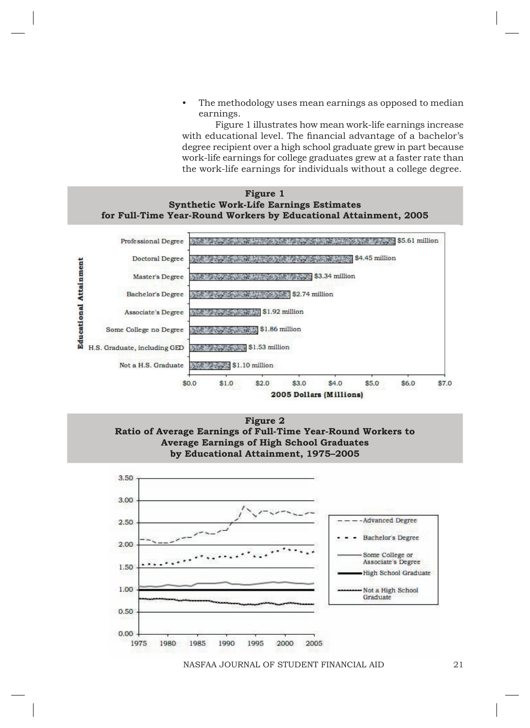- The methodology uses mean earnings as opposed to median earnings.

Figure 1 illustrates how mean work-life earnings increase with educational level. The financial advantage of a bachelor's degree recipient over a high school graduate grew in part because work-life earnings for college graduates grew at a faster rate than the work-life earnings for individuals without a college degree.

**Figure 1**
**Synthetic Work-Life Earnings Estimates for Full-Time Year-Round Workers by Educational Attainment, 2005**

| Educational Attainment | 2005 Dollars (Millions) |
| --- | --- |
| Professional Degree | $5.61 million |
| Doctoral Degree | $4.45 million |
| Master's Degree | $3.34 million |
| Bachelor's Degree | $2.74 million |
| Associate's Degree | $1.92 million |
| Some College no Degree | $1.86 million |
| H.S. Graduate, including GED | $1.53 million |
| Not a H.S. Graduate | $1.10 million |

**Figure 2**
**Ratio of Average Earnings of Full-Time Year-Round Workers to Average Earnings of High School Graduates by Educational Attainment, 1975–2005**

Legend: Advanced Degree; Bachelor's Degree; Some College or Associate's Degree; High School Graduate; Not a High School Graduate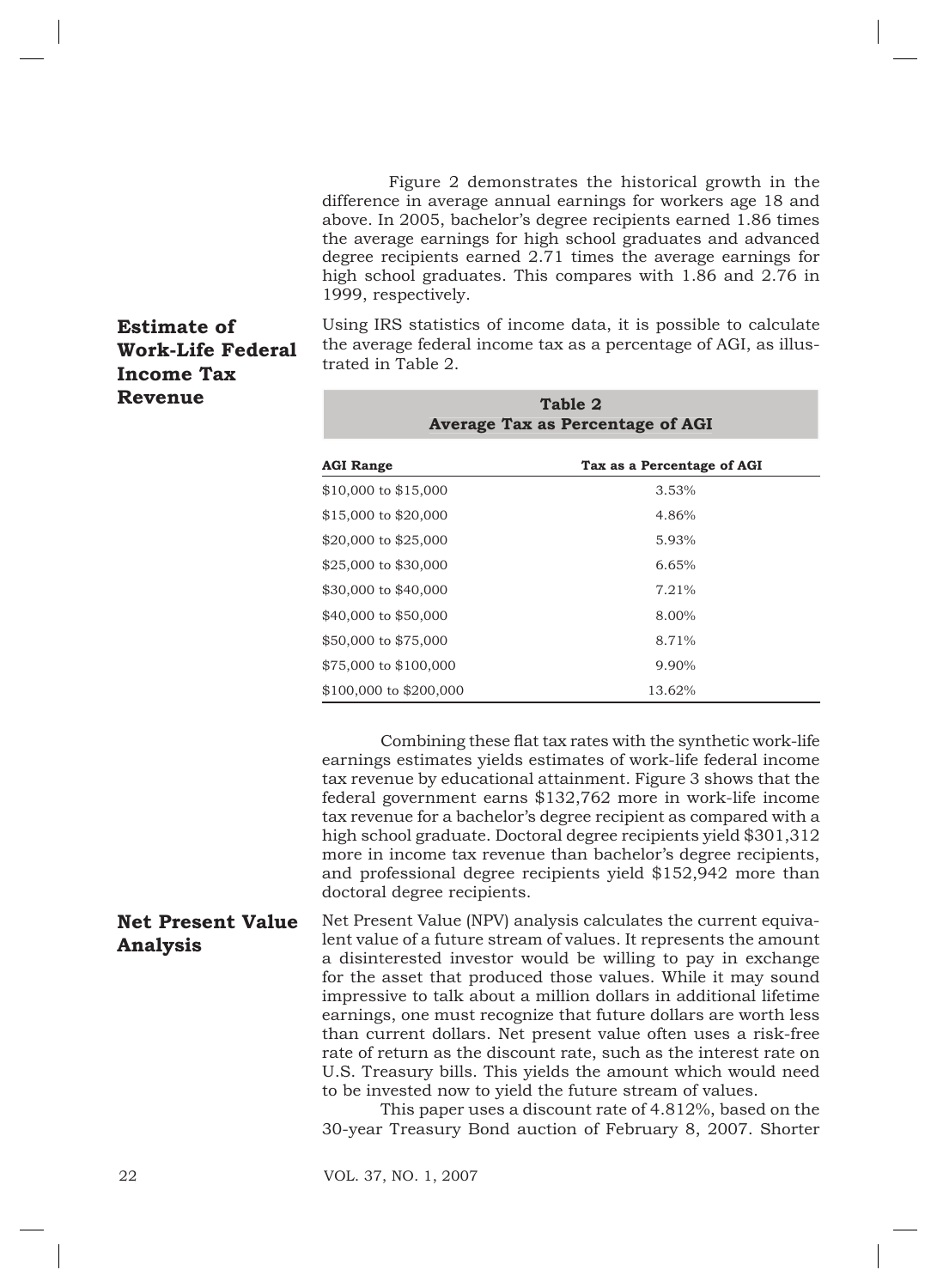Figure 2 demonstrates the historical growth in the difference in average annual earnings for workers age 18 and above. In 2005, bachelor's degree recipients earned 1.86 times the average earnings for high school graduates and advanced degree recipients earned 2.71 times the average earnings for high school graduates. This compares with 1.86 and 2.76 in 1999, respectively.

## Estimate of Work-Life Federal Income Tax Revenue

Using IRS statistics of income data, it is possible to calculate the average federal income tax as a percentage of AGI, as illustrated in Table 2.

**Table 2**
**Average Tax as Percentage of AGI**

| AGI Range | Tax as a Percentage of AGI |
|---|---|
| $10,000 to $15,000 | 3.53% |
| $15,000 to $20,000 | 4.86% |
| $20,000 to $25,000 | 5.93% |
| $25,000 to $30,000 | 6.65% |
| $30,000 to $40,000 | 7.21% |
| $40,000 to $50,000 | 8.00% |
| $50,000 to $75,000 | 8.71% |
| $75,000 to $100,000 | 9.90% |
| $100,000 to $200,000 | 13.62% |

Combining these flat tax rates with the synthetic work-life earnings estimates yields estimates of work-life federal income tax revenue by educational attainment. Figure 3 shows that the federal government earns $132,762 more in work-life income tax revenue for a bachelor's degree recipient as compared with a high school graduate. Doctoral degree recipients yield $301,312 more in income tax revenue than bachelor's degree recipients, and professional degree recipients yield $152,942 more than doctoral degree recipients.

## Net Present Value Analysis

Net Present Value (NPV) analysis calculates the current equivalent value of a future stream of values. It represents the amount a disinterested investor would be willing to pay in exchange for the asset that produced those values. While it may sound impressive to talk about a million dollars in additional lifetime earnings, one must recognize that future dollars are worth less than current dollars. Net present value often uses a risk-free rate of return as the discount rate, such as the interest rate on U.S. Treasury bills. This yields the amount which would need to be invested now to yield the future stream of values.

This paper uses a discount rate of 4.812%, based on the 30-year Treasury Bond auction of February 8, 2007. Shorter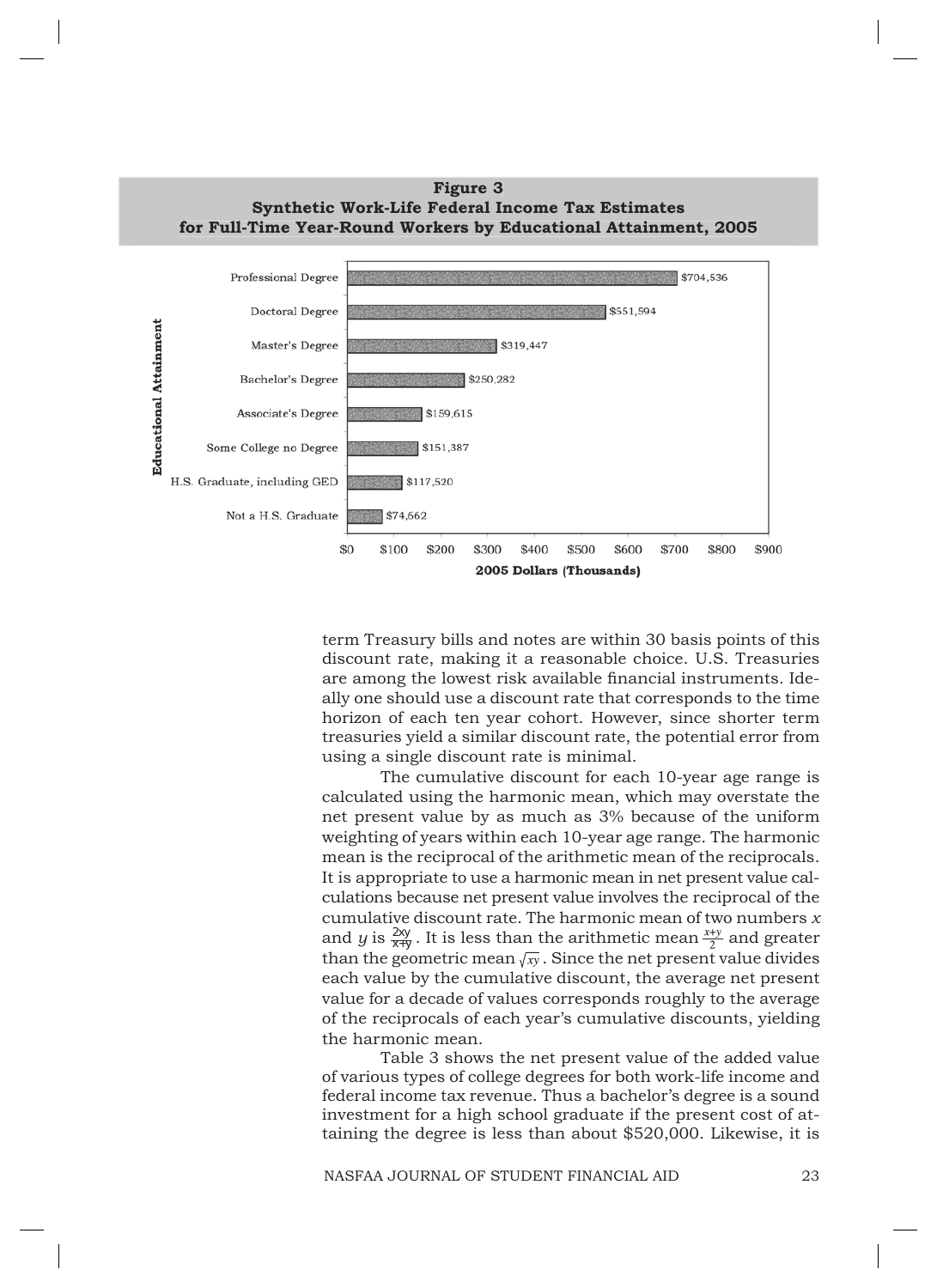**Figure 3**
**Synthetic Work-Life Federal Income Tax Estimates for Full-Time Year-Round Workers by Educational Attainment, 2005**

| Educational Attainment | 2005 Dollars |
|---|---|
| Professional Degree | $704,536 |
| Doctoral Degree | $551,594 |
| Master's Degree | $319,447 |
| Bachelor's Degree | $250,282 |
| Associate's Degree | $159,615 |
| Some College no Degree | $151,387 |
| H.S. Graduate, including GED | $117,520 |
| Not a H.S. Graduate | $74,662 |

2005 Dollars (Thousands)

term Treasury bills and notes are within 30 basis points of this discount rate, making it a reasonable choice. U.S. Treasuries are among the lowest risk available financial instruments. Ideally one should use a discount rate that corresponds to the time horizon of each ten year cohort. However, since shorter term treasuries yield a similar discount rate, the potential error from using a single discount rate is minimal.

The cumulative discount for each 10-year age range is calculated using the harmonic mean, which may overstate the net present value by as much as 3% because of the uniform weighting of years within each 10-year age range. The harmonic mean is the reciprocal of the arithmetic mean of the reciprocals. It is appropriate to use a harmonic mean in net present value calculations because net present value involves the reciprocal of the cumulative discount rate. The harmonic mean of two numbers $x$ and $y$ is $\frac{2xy}{x+y}$. It is less than the arithmetic mean $\frac{x+y}{2}$ and greater than the geometric mean $\sqrt{xy}$. Since the net present value divides each value by the cumulative discount, the average net present value for a decade of values corresponds roughly to the average of the reciprocals of each year's cumulative discounts, yielding the harmonic mean.

Table 3 shows the net present value of the added value of various types of college degrees for both work-life income and federal income tax revenue. Thus a bachelor's degree is a sound investment for a high school graduate if the present cost of attaining the degree is less than about $520,000. Likewise, it is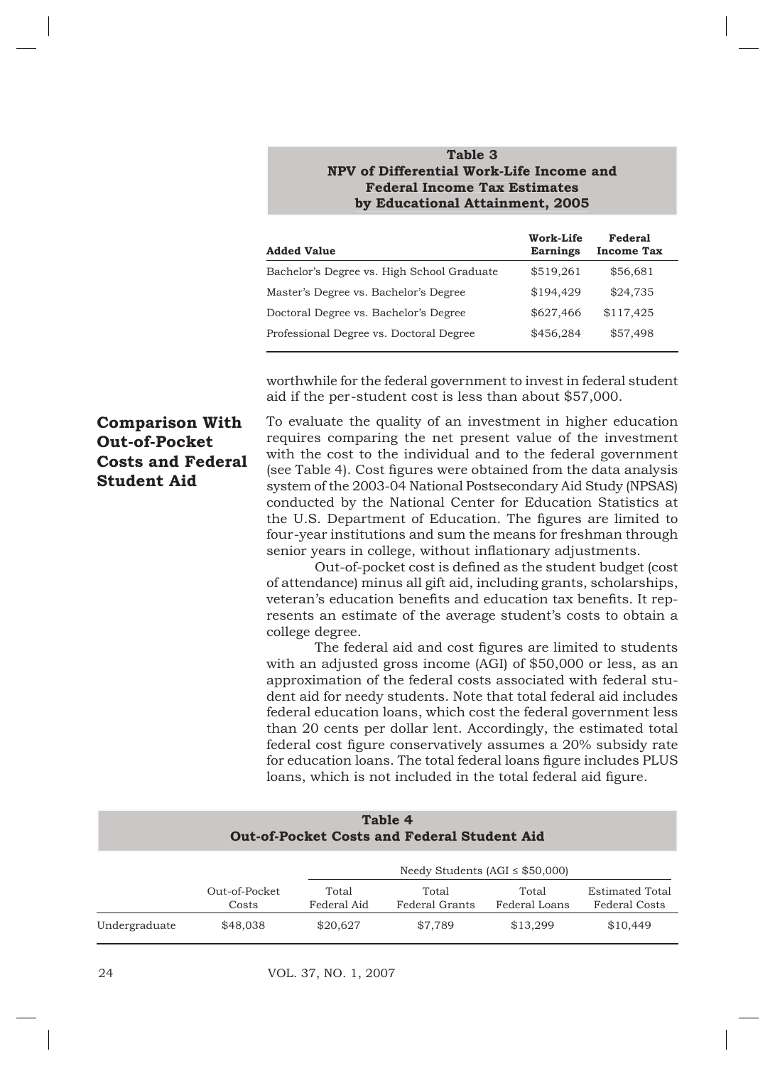**Table 3**
**NPV of Differential Work-Life Income and Federal Income Tax Estimates by Educational Attainment, 2005**

| Added Value | Work-Life Earnings | Federal Income Tax |
|---|---|---|
| Bachelor's Degree vs. High School Graduate | $519,261 | $56,681 |
| Master's Degree vs. Bachelor's Degree | $194,429 | $24,735 |
| Doctoral Degree vs. Bachelor's Degree | $627,466 | $117,425 |
| Professional Degree vs. Doctoral Degree | $456,284 | $57,498 |

worthwhile for the federal government to invest in federal student aid if the per-student cost is less than about $57,000.

## Comparison With Out-of-Pocket Costs and Federal Student Aid

To evaluate the quality of an investment in higher education requires comparing the net present value of the investment with the cost to the individual and to the federal government (see Table 4). Cost figures were obtained from the data analysis system of the 2003-04 National Postsecondary Aid Study (NPSAS) conducted by the National Center for Education Statistics at the U.S. Department of Education. The figures are limited to four-year institutions and sum the means for freshman through senior years in college, without inflationary adjustments.

Out-of-pocket cost is defined as the student budget (cost of attendance) minus all gift aid, including grants, scholarships, veteran's education benefits and education tax benefits. It represents an estimate of the average student's costs to obtain a college degree.

The federal aid and cost figures are limited to students with an adjusted gross income (AGI) of $50,000 or less, as an approximation of the federal costs associated with federal student aid for needy students. Note that total federal aid includes federal education loans, which cost the federal government less than 20 cents per dollar lent. Accordingly, the estimated total federal cost figure conservatively assumes a 20% subsidy rate for education loans. The total federal loans figure includes PLUS loans, which is not included in the total federal aid figure.

**Table 4**
**Out-of-Pocket Costs and Federal Student Aid**

| | | Needy Students (AGI ≤ $50,000) | | | |
|---|---|---|---|---|---|
| | Out-of-Pocket Costs | Total Federal Aid | Total Federal Grants | Total Federal Loans | Estimated Total Federal Costs |
| Undergraduate | $48,038 | $20,627 | $7,789 | $13,299 | $10,449 |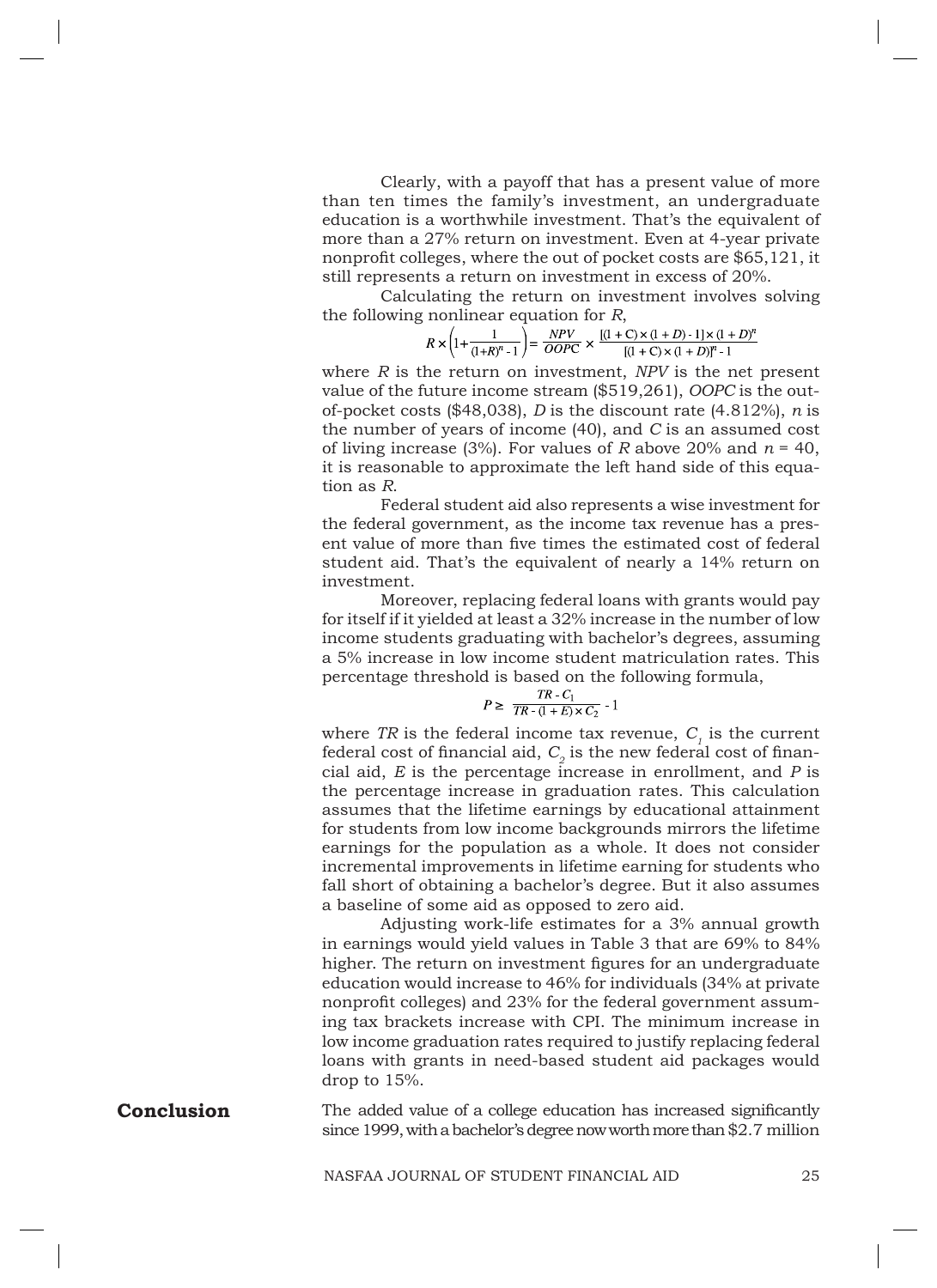Clearly, with a payoff that has a present value of more than ten times the family's investment, an undergraduate education is a worthwhile investment. That's the equivalent of more than a 27% return on investment. Even at 4-year private nonprofit colleges, where the out of pocket costs are $65,121, it still represents a return on investment in excess of 20%.

Calculating the return on investment involves solving the following nonlinear equation for $R$,

$$R \times \left(1 + \frac{1}{(1+R)^n - 1}\right) = \frac{NPV}{OOPC} \times \frac{[(1+C) \times (1+D) - 1] \times (1+D)^n}{[(1+C) \times (1+D)]^n - 1}$$

where $R$ is the return on investment, $NPV$ is the net present value of the future income stream ($519,261), $OOPC$ is the out-of-pocket costs ($48,038), $D$ is the discount rate (4.812%), $n$ is the number of years of income (40), and $C$ is an assumed cost of living increase (3%). For values of $R$ above 20% and $n = 40$, it is reasonable to approximate the left hand side of this equation as $R$.

Federal student aid also represents a wise investment for the federal government, as the income tax revenue has a present value of more than five times the estimated cost of federal student aid. That's the equivalent of nearly a 14% return on investment.

Moreover, replacing federal loans with grants would pay for itself if it yielded at least a 32% increase in the number of low income students graduating with bachelor's degrees, assuming a 5% increase in low income student matriculation rates. This percentage threshold is based on the following formula,

$$P \geq \frac{TR - C_1}{TR - (1+E) \times C_2} - 1$$

where $TR$ is the federal income tax revenue, $C_1$ is the current federal cost of financial aid, $C_2$ is the new federal cost of financial aid, $E$ is the percentage increase in enrollment, and $P$ is the percentage increase in graduation rates. This calculation assumes that the lifetime earnings by educational attainment for students from low income backgrounds mirrors the lifetime earnings for the population as a whole. It does not consider incremental improvements in lifetime earning for students who fall short of obtaining a bachelor's degree. But it also assumes a baseline of some aid as opposed to zero aid.

Adjusting work-life estimates for a 3% annual growth in earnings would yield values in Table 3 that are 69% to 84% higher. The return on investment figures for an undergraduate education would increase to 46% for individuals (34% at private nonprofit colleges) and 23% for the federal government assuming tax brackets increase with CPI. The minimum increase in low income graduation rates required to justify replacing federal loans with grants in need-based student aid packages would drop to 15%.

## Conclusion

The added value of a college education has increased significantly since 1999, with a bachelor's degree now worth more than $2.7 million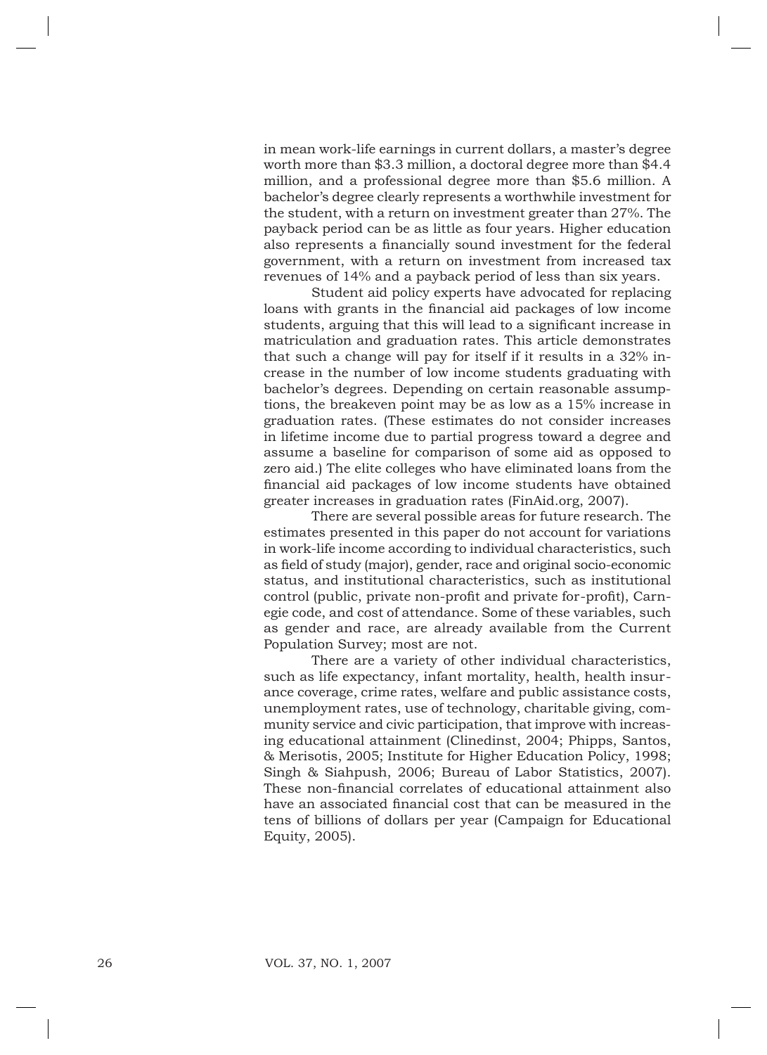in mean work-life earnings in current dollars, a master's degree worth more than $3.3 million, a doctoral degree more than $4.4 million, and a professional degree more than $5.6 million. A bachelor's degree clearly represents a worthwhile investment for the student, with a return on investment greater than 27%. The payback period can be as little as four years. Higher education also represents a financially sound investment for the federal government, with a return on investment from increased tax revenues of 14% and a payback period of less than six years.

Student aid policy experts have advocated for replacing loans with grants in the financial aid packages of low income students, arguing that this will lead to a significant increase in matriculation and graduation rates. This article demonstrates that such a change will pay for itself if it results in a 32% increase in the number of low income students graduating with bachelor's degrees. Depending on certain reasonable assumptions, the breakeven point may be as low as a 15% increase in graduation rates. (These estimates do not consider increases in lifetime income due to partial progress toward a degree and assume a baseline for comparison of some aid as opposed to zero aid.) The elite colleges who have eliminated loans from the financial aid packages of low income students have obtained greater increases in graduation rates (FinAid.org, 2007).

There are several possible areas for future research. The estimates presented in this paper do not account for variations in work-life income according to individual characteristics, such as field of study (major), gender, race and original socio-economic status, and institutional characteristics, such as institutional control (public, private non-profit and private for-profit), Carnegie code, and cost of attendance. Some of these variables, such as gender and race, are already available from the Current Population Survey; most are not.

There are a variety of other individual characteristics, such as life expectancy, infant mortality, health, health insurance coverage, crime rates, welfare and public assistance costs, unemployment rates, use of technology, charitable giving, community service and civic participation, that improve with increasing educational attainment (Clinedinst, 2004; Phipps, Santos, & Merisotis, 2005; Institute for Higher Education Policy, 1998; Singh & Siahpush, 2006; Bureau of Labor Statistics, 2007). These non-financial correlates of educational attainment also have an associated financial cost that can be measured in the tens of billions of dollars per year (Campaign for Educational Equity, 2005).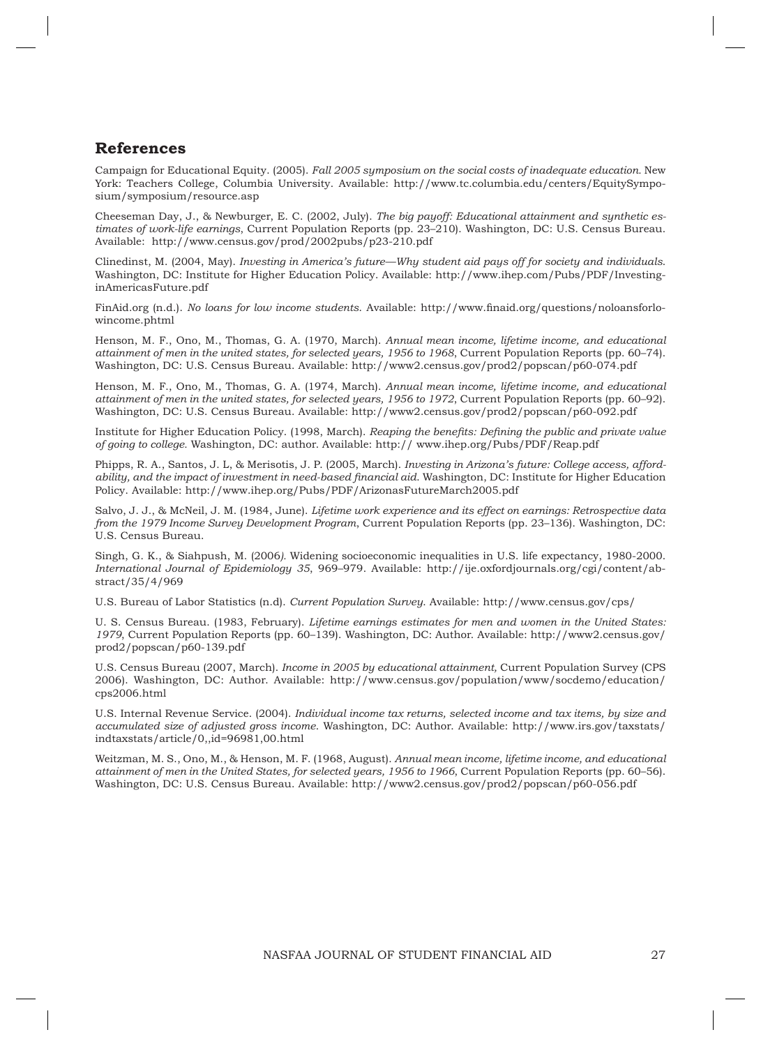## References

Campaign for Educational Equity. (2005). *Fall 2005 symposium on the social costs of inadequate education*. New York: Teachers College, Columbia University. Available: http://www.tc.columbia.edu/centers/EquitySymposium/symposium/resource.asp

Cheeseman Day, J., & Newburger, E. C. (2002, July). *The big payoff: Educational attainment and synthetic estimates of work-life earnings*, Current Population Reports (pp. 23–210). Washington, DC: U.S. Census Bureau. Available: http://www.census.gov/prod/2002pubs/p23-210.pdf

Clinedinst, M. (2004, May). *Investing in America's future—Why student aid pays off for society and individuals*. Washington, DC: Institute for Higher Education Policy. Available: http://www.ihep.com/Pubs/PDF/InvestinginAmericasFuture.pdf

FinAid.org (n.d.). *No loans for low income students*. Available: http://www.finaid.org/questions/noloansforlowincome.phtml

Henson, M. F., Ono, M., Thomas, G. A. (1970, March). *Annual mean income, lifetime income, and educational attainment of men in the united states, for selected years, 1956 to 1968*, Current Population Reports (pp. 60–74). Washington, DC: U.S. Census Bureau. Available: http://www2.census.gov/prod2/popscan/p60-074.pdf

Henson, M. F., Ono, M., Thomas, G. A. (1974, March). *Annual mean income, lifetime income, and educational attainment of men in the united states, for selected years, 1956 to 1972*, Current Population Reports (pp. 60–92). Washington, DC: U.S. Census Bureau. Available: http://www2.census.gov/prod2/popscan/p60-092.pdf

Institute for Higher Education Policy. (1998, March). *Reaping the benefits: Defining the public and private value of going to college*. Washington, DC: author. Available: http:// www.ihep.org/Pubs/PDF/Reap.pdf

Phipps, R. A., Santos, J. L, & Merisotis, J. P. (2005, March). *Investing in Arizona's future: College access, affordability, and the impact of investment in need-based financial aid*. Washington, DC: Institute for Higher Education Policy. Available: http://www.ihep.org/Pubs/PDF/ArizonasFutureMarch2005.pdf

Salvo, J. J., & McNeil, J. M. (1984, June). *Lifetime work experience and its effect on earnings: Retrospective data from the 1979 Income Survey Development Program*, Current Population Reports (pp. 23–136). Washington, DC: U.S. Census Bureau.

Singh, G. K., & Siahpush, M. (2006). Widening socioeconomic inequalities in U.S. life expectancy, 1980-2000. *International Journal of Epidemiology 35*, 969–979. Available: http://ije.oxfordjournals.org/cgi/content/abstract/35/4/969

U.S. Bureau of Labor Statistics (n.d). *Current Population Survey*. Available: http://www.census.gov/cps/

U. S. Census Bureau. (1983, February). *Lifetime earnings estimates for men and women in the United States: 1979*, Current Population Reports (pp. 60–139). Washington, DC: Author. Available: http://www2.census.gov/prod2/popscan/p60-139.pdf

U.S. Census Bureau (2007, March). *Income in 2005 by educational attainment,* Current Population Survey (CPS 2006). Washington, DC: Author. Available: http://www.census.gov/population/www/socdemo/education/cps2006.html

U.S. Internal Revenue Service. (2004). *Individual income tax returns, selected income and tax items, by size and accumulated size of adjusted gross income*. Washington, DC: Author. Available: http://www.irs.gov/taxstats/indtaxstats/article/0,,id=96981,00.html

Weitzman, M. S., Ono, M., & Henson, M. F. (1968, August). *Annual mean income, lifetime income, and educational attainment of men in the United States, for selected years, 1956 to 1966*, Current Population Reports (pp. 60–56). Washington, DC: U.S. Census Bureau. Available: http://www2.census.gov/prod2/popscan/p60-056.pdf